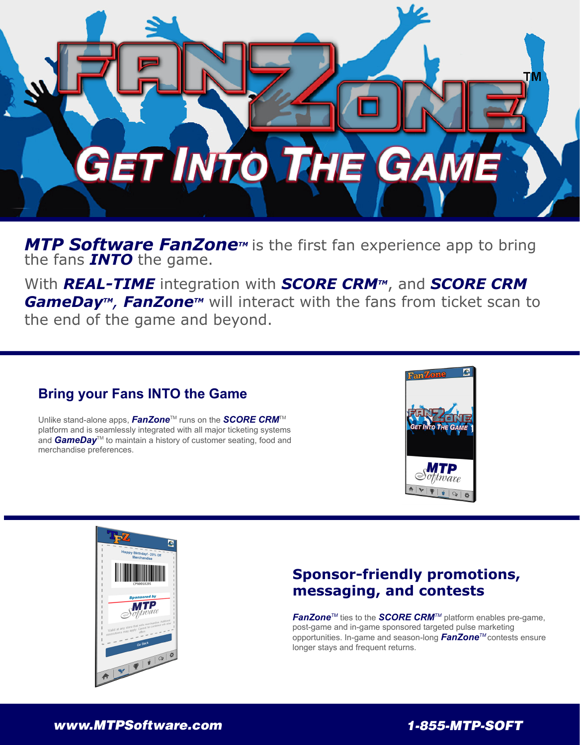# FANZONE™

## GET INTO THE GAME

***MTP Software FanZone™*** is the first fan experience app to bring the fans ***INTO*** the game.

With ***REAL-TIME*** integration with ***SCORE CRM™***, and ***SCORE CRM GameDay™***, ***FanZone™*** will interact with the fans from ticket scan to the end of the game and beyond.

## Bring your Fans INTO the Game

Unlike stand-alone apps, ***FanZone***™ runs on the ***SCORE CRM***™ platform and is seamlessly integrated with all major ticketing systems and ***GameDay***™ to maintain a history of customer seating, food and merchandise preferences.

## Sponsor-friendly promotions, messaging, and contests

***FanZone***™ ties to the ***SCORE CRM***™ platform enables pre-game, post-game and in-game sponsored targeted pulse marketing opportunities. In-game and season-long ***FanZone***™ contests ensure longer stays and frequent returns.

***www.MTPSoftware.com*** ***1-855-MTP-SOFT***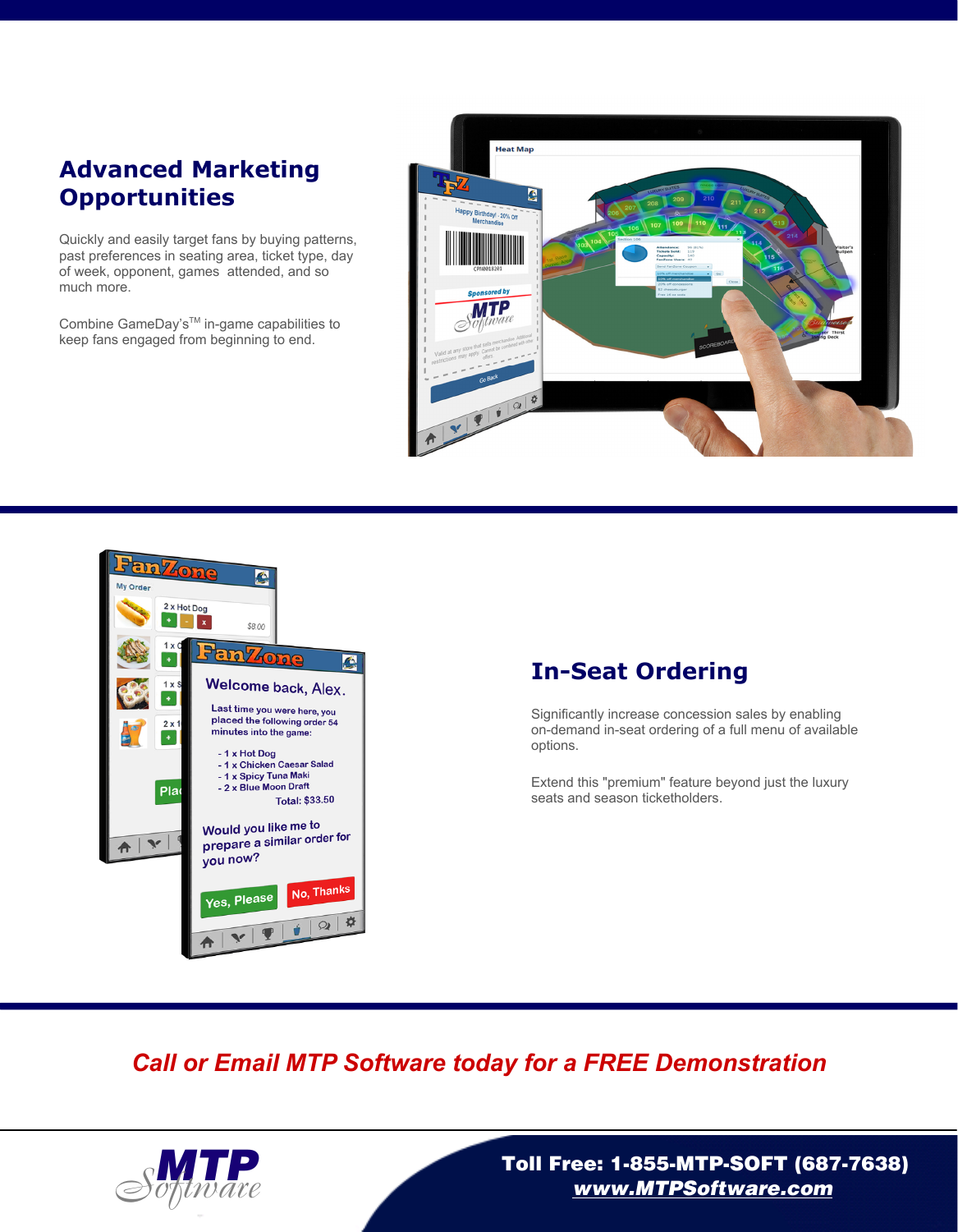## Advanced Marketing Opportunities

Quickly and easily target fans by buying patterns, past preferences in seating area, ticket type, day of week, opponent, games attended, and so much more.

Combine GameDay's™ in-game capabilities to keep fans engaged from beginning to end.

## In-Seat Ordering

Significantly increase concession sales by enabling on-demand in-seat ordering of a full menu of available options.

Extend this "premium" feature beyond just the luxury seats and season ticketholders.

***Call or Email MTP Software today for a FREE Demonstration***

**Toll Free: 1-855-MTP-SOFT (687-7638)**

**www.MTPSoftware.com**